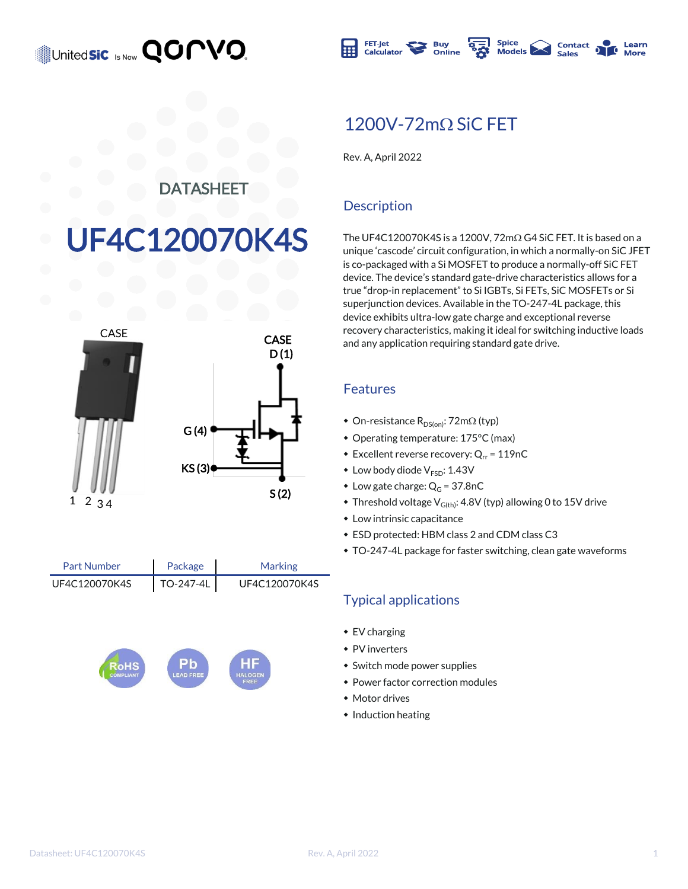# DATASHEET

# UF4C120070K4S

## 1200V-72mΩ SiC FET

Rev. A, April 2022

### Description

The UF4C120070K4S is a 1200V, 72mΩ G4 SiC FET. It is based on a unique 'cascode' circuit configuration, in which a normally-on SiC JFET is co-packaged with a Si MOSFET to produce a normally-off SiC FET device. The device's standard gate-drive characteristics allows for a true "drop-in replacement" to Si IGBTs, Si FETs, SiC MOSFETs or Si superjunction devices. Available in the TO-247-4L package, this device exhibits ultra-low gate charge and exceptional reverse recovery characteristics, making it ideal for switching inductive loads and any application requiring standard gate drive.

CASE

CASE D (1)

G (4)

KS (3)

S (2)

1 2 3 4

| Part Number | Package | Marking |
| --- | --- | --- |
| UF4C120070K4S | TO-247-4L | UF4C120070K4S |

### Features

- On-resistance $R_{DS(on)}$: 72mΩ (typ)
- Operating temperature: 175°C (max)
- Excellent reverse recovery: $Q_{rr}$ = 119nC
- Low body diode $V_{FSD}$: 1.43V
- Low gate charge: $Q_G$ = 37.8nC
- Threshold voltage $V_{G(th)}$: 4.8V (typ) allowing 0 to 15V drive
- Low intrinsic capacitance
- ESD protected: HBM class 2 and CDM class C3
- TO-247-4L package for faster switching, clean gate waveforms

### Typical applications

- EV charging
- PV inverters
- Switch mode power supplies
- Power factor correction modules
- Motor drives
- Induction heating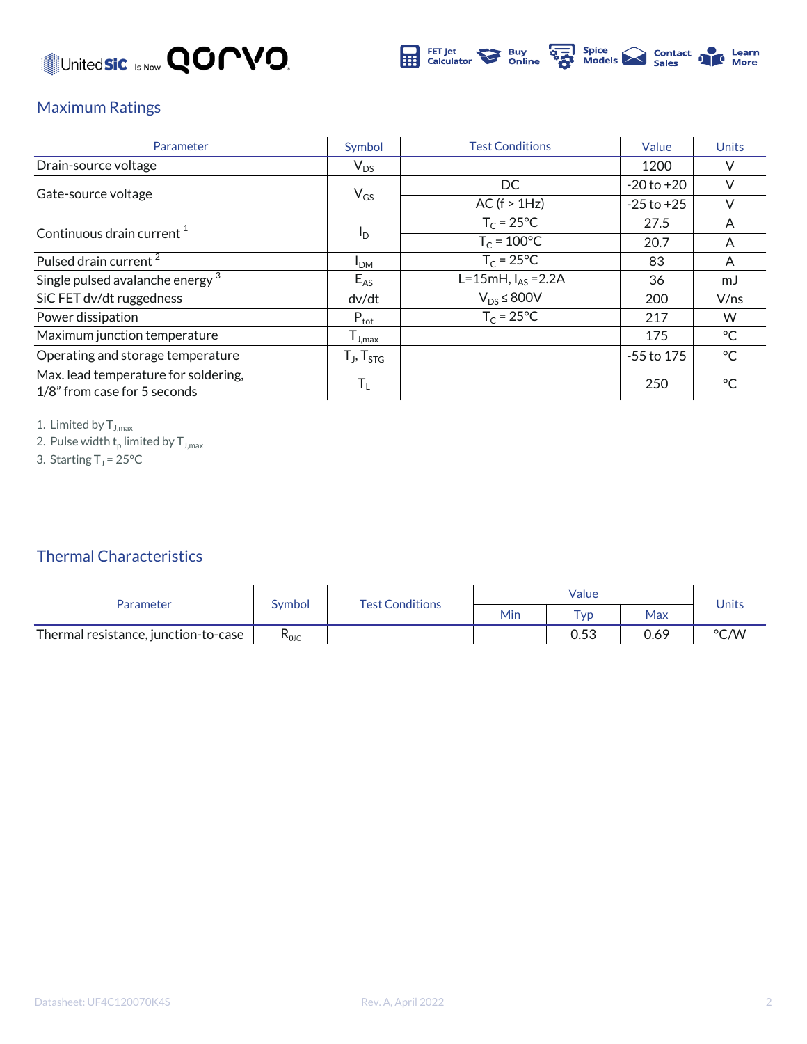## Maximum Ratings

| Parameter | Symbol | Test Conditions | Value | Units |
|---|---|---|---|---|
| Drain-source voltage | $V_{DS}$ | | 1200 | V |
| Gate-source voltage | $V_{GS}$ | DC | -20 to +20 | V |
| | | AC (f > 1Hz) | -25 to +25 | V |
| Continuous drain current [1] | $I_D$ | $T_C = 25°C$ | 27.5 | A |
| | | $T_C = 100°C$ | 20.7 | A |
| Pulsed drain current [2] | $I_{DM}$ | $T_C = 25°C$ | 83 | A |
| Single pulsed avalanche energy [3] | $E_{AS}$ | L=15mH, $I_{AS}$ =2.2A | 36 | mJ |
| SiC FET dv/dt ruggedness | dv/dt | $V_{DS} \leq 800V$ | 200 | V/ns |
| Power dissipation | $P_{tot}$ | $T_C = 25°C$ | 217 | W |
| Maximum junction temperature | $T_{J,max}$ | | 175 | °C |
| Operating and storage temperature | $T_J$, $T_{STG}$ | | -55 to 175 | °C |
| Max. lead temperature for soldering, 1/8" from case for 5 seconds | $T_L$ | | 250 | °C |

1. Limited by $T_{J,max}$
2. Pulse width $t_p$ limited by $T_{J,max}$
3. Starting $T_J$ = 25°C

## Thermal Characteristics

| Parameter | Symbol | Test Conditions | Value | | | Units |
|---|---|---|---|---|---|---|
| | | | Min | Typ | Max | |
| Thermal resistance, junction-to-case | $R_{\theta JC}$ | | | 0.53 | 0.69 | °C/W |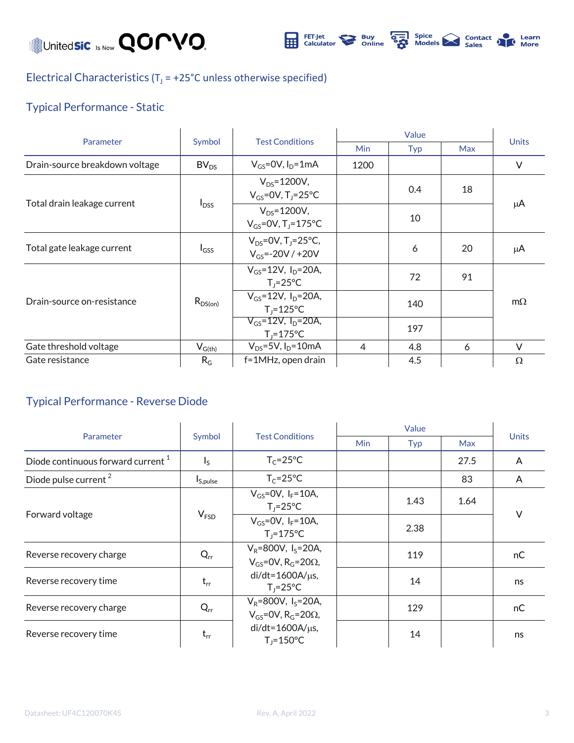## Electrical Characteristics ($T_J$ = +25°C unless otherwise specified)

### Typical Performance - Static

| Parameter | Symbol | Test Conditions | Value | | | Units |
|---|---|---|---|---|---|---|
| | | | Min | Typ | Max | |
| Drain-source breakdown voltage | $BV_{DS}$ | $V_{GS}$=0V, $I_D$=1mA | 1200 | | | V |
| Total drain leakage current | $I_{DSS}$ | $V_{DS}$=1200V, $V_{GS}$=0V, $T_J$=25°C | | 0.4 | 18 | μA |
| | | $V_{DS}$=1200V, $V_{GS}$=0V, $T_J$=175°C | | 10 | | |
| Total gate leakage current | $I_{GSS}$ | $V_{DS}$=0V, $T_J$=25°C, $V_{GS}$=-20V / +20V | | 6 | 20 | μA |
| Drain-source on-resistance | $R_{DS(on)}$ | $V_{GS}$=12V, $I_D$=20A, $T_J$=25°C | | 72 | 91 | mΩ |
| | | $V_{GS}$=12V, $I_D$=20A, $T_J$=125°C | | 140 | | |
| | | $V_{GS}$=12V, $I_D$=20A, $T_J$=175°C | | 197 | | |
| Gate threshold voltage | $V_{G(th)}$ | $V_{DS}$=5V, $I_D$=10mA | 4 | 4.8 | 6 | V |
| Gate resistance | $R_G$ | f=1MHz, open drain | | 4.5 | | Ω |

### Typical Performance - Reverse Diode

| Parameter | Symbol | Test Conditions | Value | | | Units |
|---|---|---|---|---|---|---|
| | | | Min | Typ | Max | |
| Diode continuous forward current [1] | $I_S$ | $T_C$=25°C | | | 27.5 | A |
| Diode pulse current [2] | $I_{S,pulse}$ | $T_C$=25°C | | | 83 | A |
| Forward voltage | $V_{FSD}$ | $V_{GS}$=0V, $I_F$=10A, $T_J$=25°C | | 1.43 | 1.64 | V |
| | | $V_{GS}$=0V, $I_F$=10A, $T_J$=175°C | | 2.38 | | |
| Reverse recovery charge | $Q_{rr}$ | $V_R$=800V, $I_S$=20A, $V_{GS}$=0V, $R_G$=20Ω, di/dt=1600A/μs, $T_J$=25°C | | 119 | | nC |
| Reverse recovery time | $t_{rr}$ | | | 14 | | ns |
| Reverse recovery charge | $Q_{rr}$ | $V_R$=800V, $I_S$=20A, $V_{GS}$=0V, $R_G$=20Ω, di/dt=1600A/μs, $T_J$=150°C | | 129 | | nC |
| Reverse recovery time | $t_{rr}$ | | | 14 | | ns |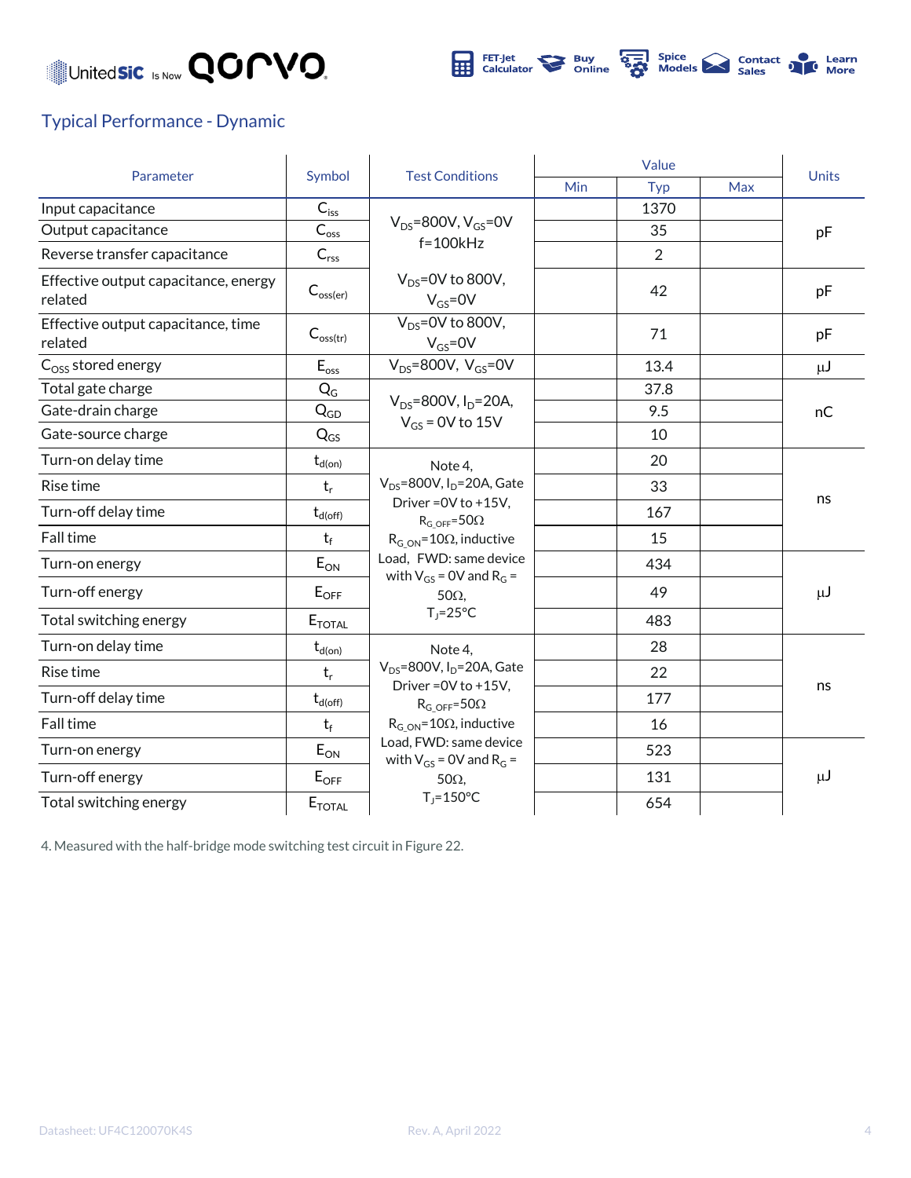## Typical Performance - Dynamic

| Parameter | Symbol | Test Conditions | Value | | | Units |
|---|---|---|---|---|---|---|
| | | | Min | Typ | Max | |
| Input capacitance | $C_{iss}$ | $V_{DS}$=800V, $V_{GS}$=0V f=100kHz | | 1370 | | pF |
| Output capacitance | $C_{oss}$ | | | 35 | | |
| Reverse transfer capacitance | $C_{rss}$ | | | 2 | | |
| Effective output capacitance, energy related | $C_{oss(er)}$ | $V_{DS}$=0V to 800V, $V_{GS}$=0V | | 42 | | pF |
| Effective output capacitance, time related | $C_{oss(tr)}$ | $V_{DS}$=0V to 800V, $V_{GS}$=0V | | 71 | | pF |
| $C_{OSS}$ stored energy | $E_{oss}$ | $V_{DS}$=800V, $V_{GS}$=0V | | 13.4 | | μJ |
| Total gate charge | $Q_G$ | $V_{DS}$=800V, $I_D$=20A, $V_{GS}$ = 0V to 15V | | 37.8 | | nC |
| Gate-drain charge | $Q_{GD}$ | | | 9.5 | | |
| Gate-source charge | $Q_{GS}$ | | | 10 | | |
| Turn-on delay time | $t_{d(on)}$ | Note 4, $V_{DS}$=800V, $I_D$=20A, Gate Driver =0V to +15V, $R_{G\_OFF}$=50Ω $R_{G\_ON}$=10Ω, inductive Load, FWD: same device with $V_{GS}$ = 0V and $R_G$ = 50Ω, $T_J$=25°C | | 20 | | ns |
| Rise time | $t_r$ | | | 33 | | |
| Turn-off delay time | $t_{d(off)}$ | | | 167 | | |
| Fall time | $t_f$ | | | 15 | | |
| Turn-on energy | $E_{ON}$ | | | 434 | | μJ |
| Turn-off energy | $E_{OFF}$ | | | 49 | | |
| Total switching energy | $E_{TOTAL}$ | | | 483 | | |
| Turn-on delay time | $t_{d(on)}$ | Note 4, $V_{DS}$=800V, $I_D$=20A, Gate Driver =0V to +15V, $R_{G\_OFF}$=50Ω $R_{G\_ON}$=10Ω, inductive Load, FWD: same device with $V_{GS}$ = 0V and $R_G$ = 50Ω, $T_J$=150°C | | 28 | | ns |
| Rise time | $t_r$ | | | 22 | | |
| Turn-off delay time | $t_{d(off)}$ | | | 177 | | |
| Fall time | $t_f$ | | | 16 | | |
| Turn-on energy | $E_{ON}$ | | | 523 | | μJ |
| Turn-off energy | $E_{OFF}$ | | | 131 | | |
| Total switching energy | $E_{TOTAL}$ | | | 654 | | |

4. Measured with the half-bridge mode switching test circuit in Figure 22.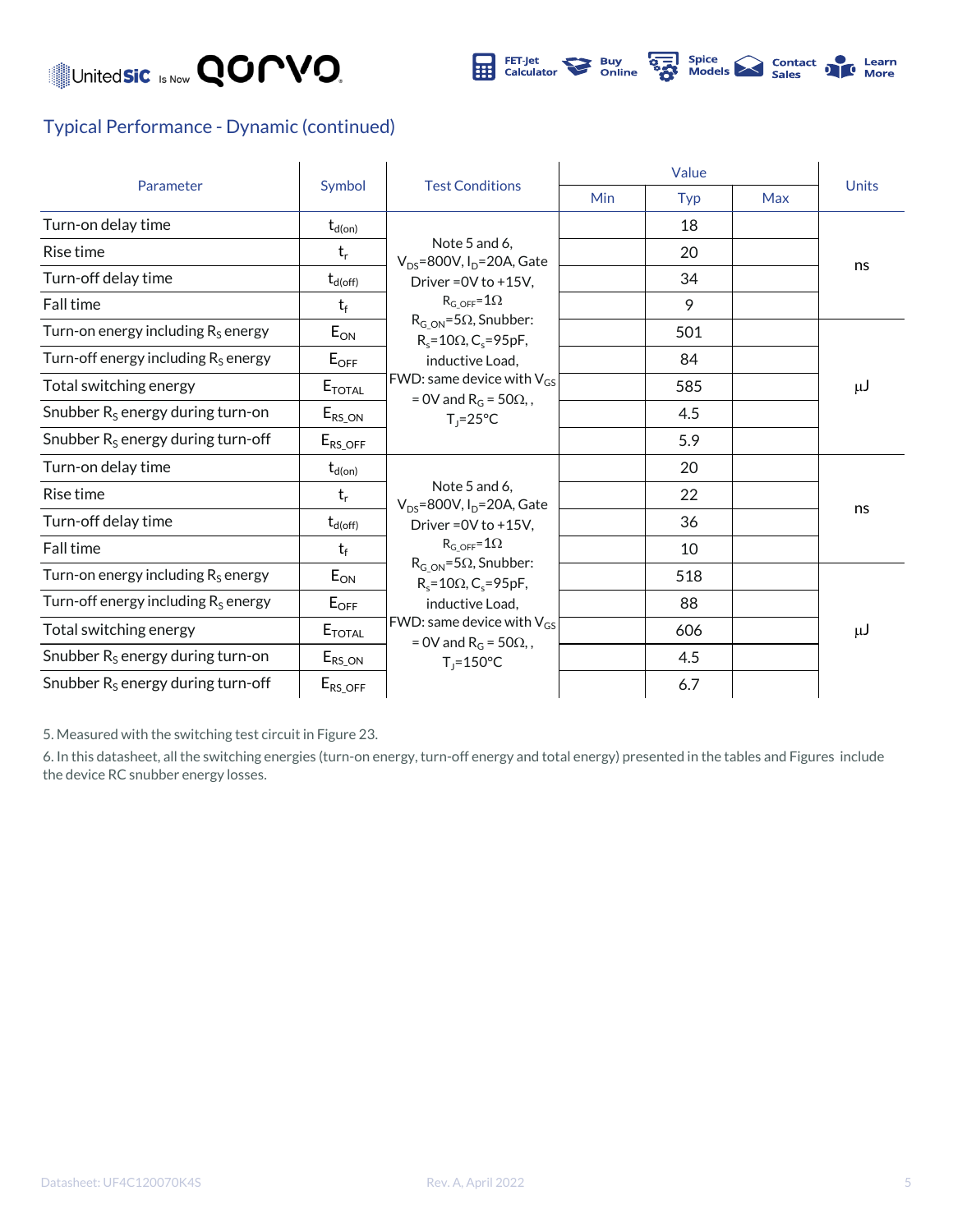## Typical Performance - Dynamic (continued)

| Parameter | Symbol | Test Conditions | Value | | | Units |
|---|---|---|---|---|---|---|
| | | | Min | Typ | Max | |
| Turn-on delay time | $t_{d(on)}$ | Note 5 and 6, $V_{DS}$=800V, $I_D$=20A, Gate Driver =0V to +15V, $R_{G\_OFF}$=1Ω $R_{G\_ON}$=5Ω, Snubber: $R_s$=10Ω, $C_s$=95pF, inductive Load, FWD: same device with $V_{GS}$ = 0V and $R_G$ = 50Ω, , $T_J$=25°C | | 18 | | ns |
| Rise time | $t_r$ | | | 20 | | |
| Turn-off delay time | $t_{d(off)}$ | | | 34 | | |
| Fall time | $t_f$ | | | 9 | | |
| Turn-on energy including $R_S$ energy | $E_{ON}$ | | | 501 | | μJ |
| Turn-off energy including $R_S$ energy | $E_{OFF}$ | | | 84 | | |
| Total switching energy | $E_{TOTAL}$ | | | 585 | | |
| Snubber $R_S$ energy during turn-on | $E_{RS\_ON}$ | | | 4.5 | | |
| Snubber $R_S$ energy during turn-off | $E_{RS\_OFF}$ | | | 5.9 | | |
| Turn-on delay time | $t_{d(on)}$ | Note 5 and 6, $V_{DS}$=800V, $I_D$=20A, Gate Driver =0V to +15V, $R_{G\_OFF}$=1Ω $R_{G\_ON}$=5Ω, Snubber: $R_s$=10Ω, $C_s$=95pF, inductive Load, FWD: same device with $V_{GS}$ = 0V and $R_G$ = 50Ω, , $T_J$=150°C | | 20 | | ns |
| Rise time | $t_r$ | | | 22 | | |
| Turn-off delay time | $t_{d(off)}$ | | | 36 | | |
| Fall time | $t_f$ | | | 10 | | |
| Turn-on energy including $R_S$ energy | $E_{ON}$ | | | 518 | | μJ |
| Turn-off energy including $R_S$ energy | $E_{OFF}$ | | | 88 | | |
| Total switching energy | $E_{TOTAL}$ | | | 606 | | |
| Snubber $R_S$ energy during turn-on | $E_{RS\_ON}$ | | | 4.5 | | |
| Snubber $R_S$ energy during turn-off | $E_{RS\_OFF}$ | | | 6.7 | | |

5. Measured with the switching test circuit in Figure 23.

6. In this datasheet, all the switching energies (turn-on energy, turn-off energy and total energy) presented in the tables and Figures include the device RC snubber energy losses.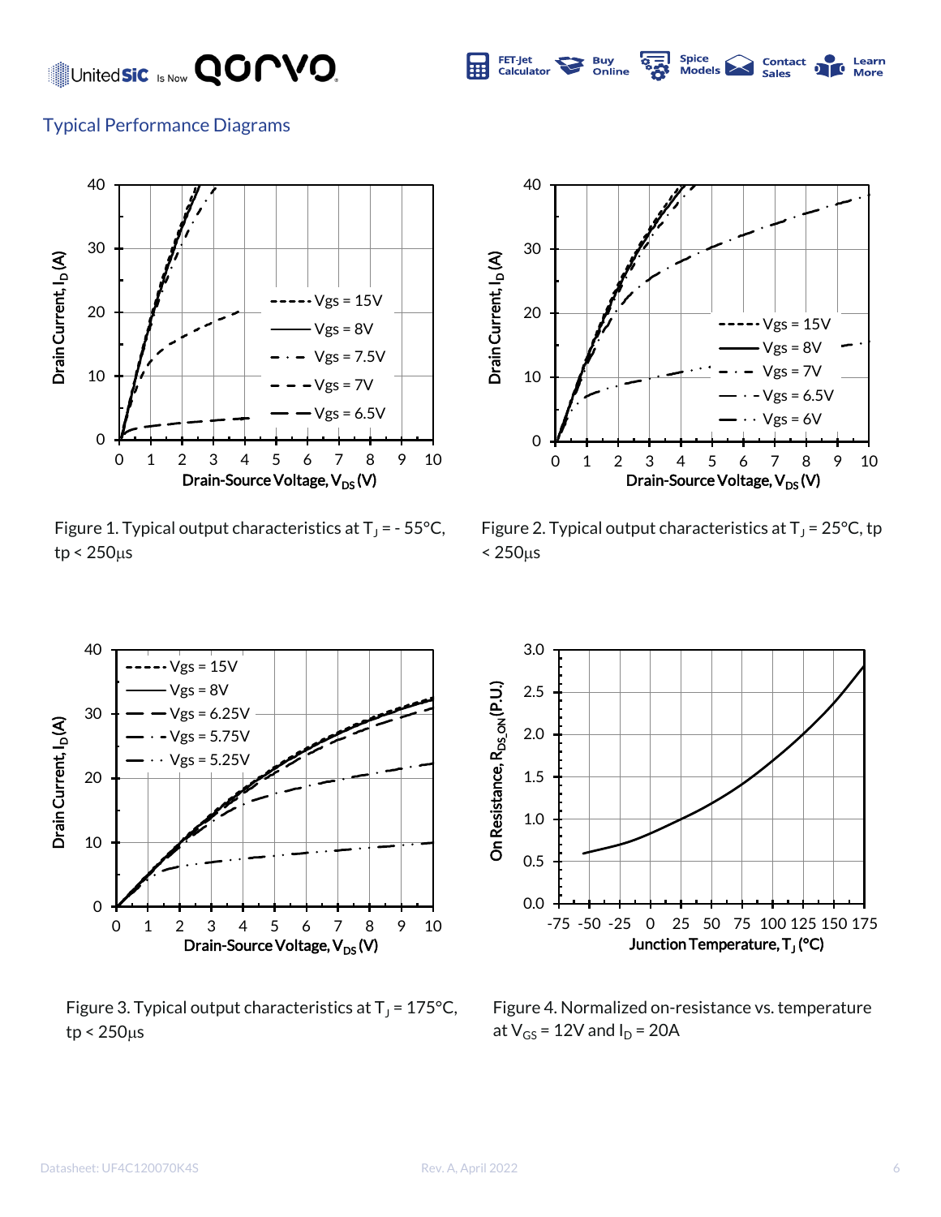## Typical Performance Diagrams

Figure 1. Typical output characteristics at $T_J$ = - 55°C, tp < 250μs

Figure 2. Typical output characteristics at $T_J$ = 25°C, tp < 250μs

Figure 3. Typical output characteristics at $T_J$ = 175°C, tp < 250μs

Figure 4. Normalized on-resistance vs. temperature at $V_{GS}$ = 12V and $I_D$ = 20A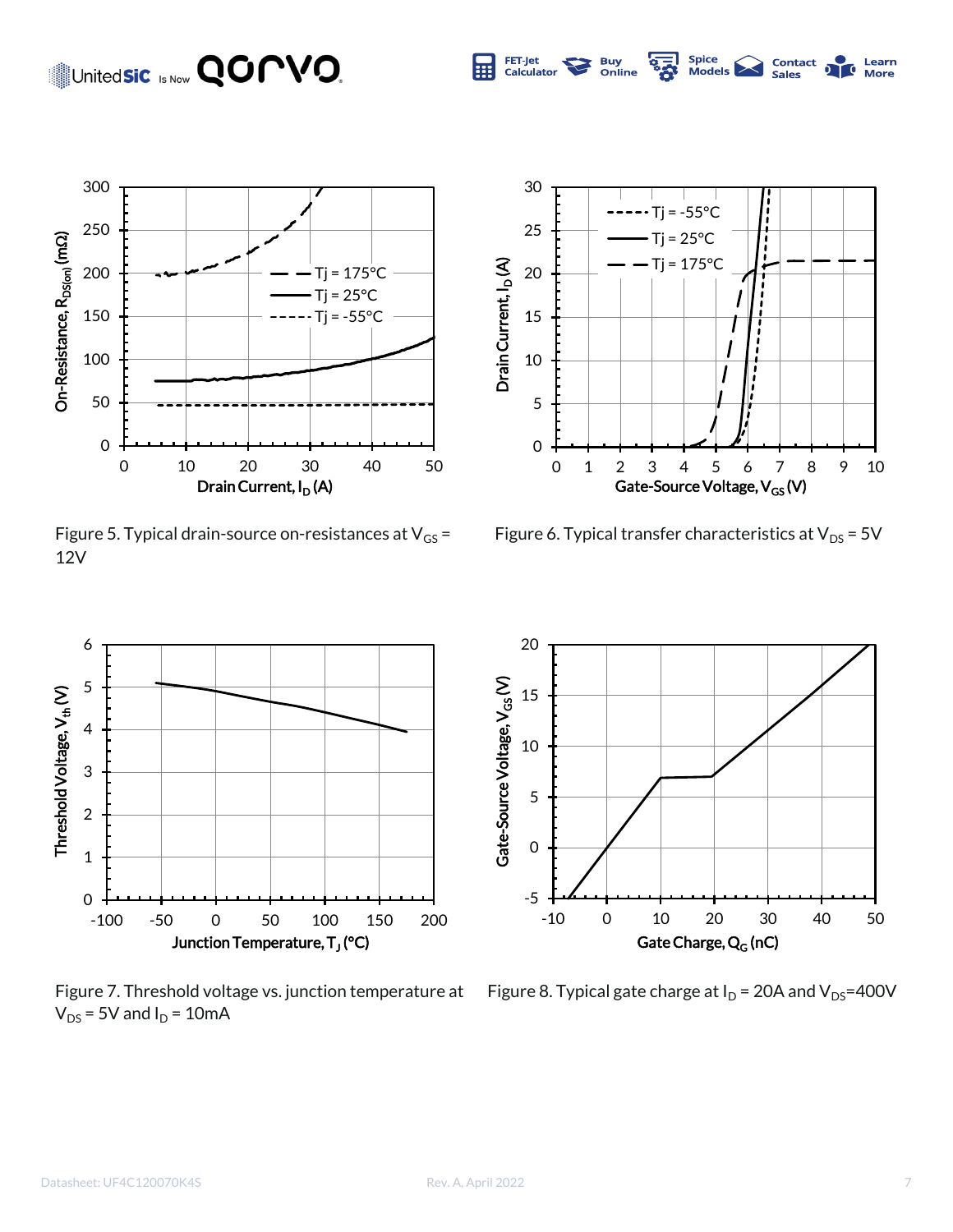Figure 5. Typical drain-source on-resistances at $V_{GS}$ = 12V

Figure 6. Typical transfer characteristics at $V_{DS}$ = 5V

Figure 7. Threshold voltage vs. junction temperature at $V_{DS}$ = 5V and $I_D$ = 10mA

Figure 8. Typical gate charge at $I_D$ = 20A and $V_{DS}$=400V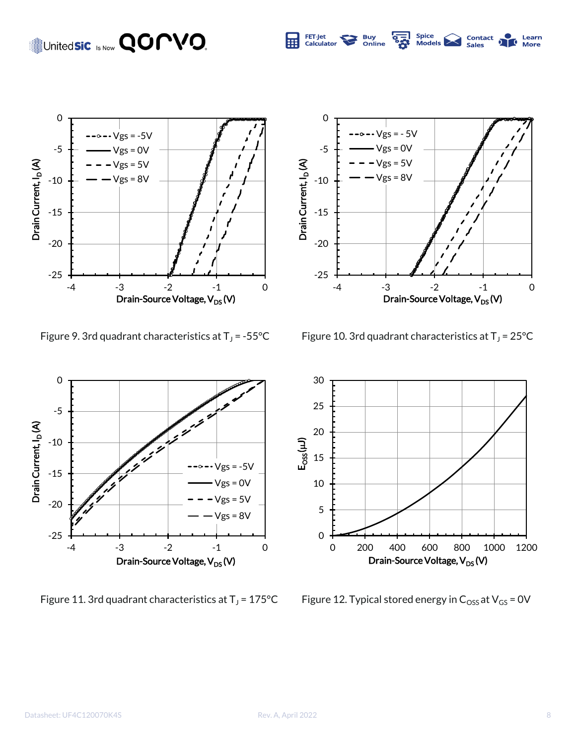Figure 9. 3rd quadrant characteristics at $T_J$ = -55°C

Figure 10. 3rd quadrant characteristics at $T_J$ = 25°C

Figure 11. 3rd quadrant characteristics at $T_J$ = 175°C

Figure 12. Typical stored energy in $C_{OSS}$ at $V_{GS}$ = 0V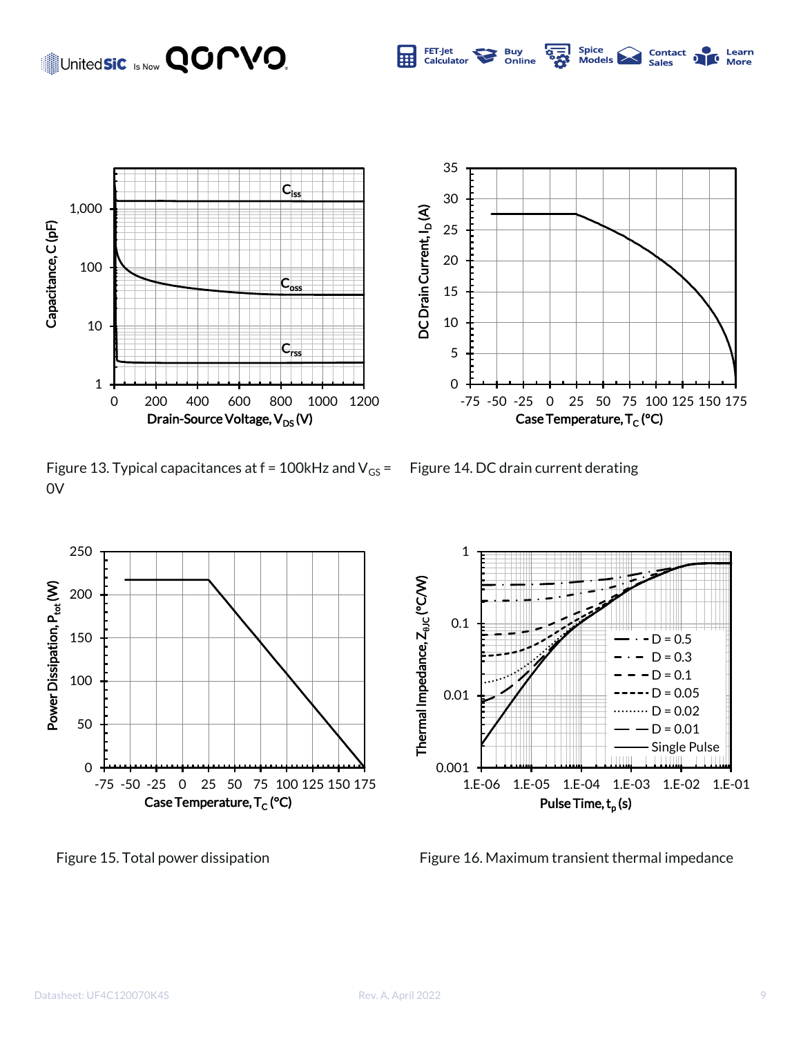Figure 13. Typical capacitances at f = 100kHz and $V_{GS}$ = 0V

Figure 14. DC drain current derating

Figure 15. Total power dissipation

Figure 16. Maximum transient thermal impedance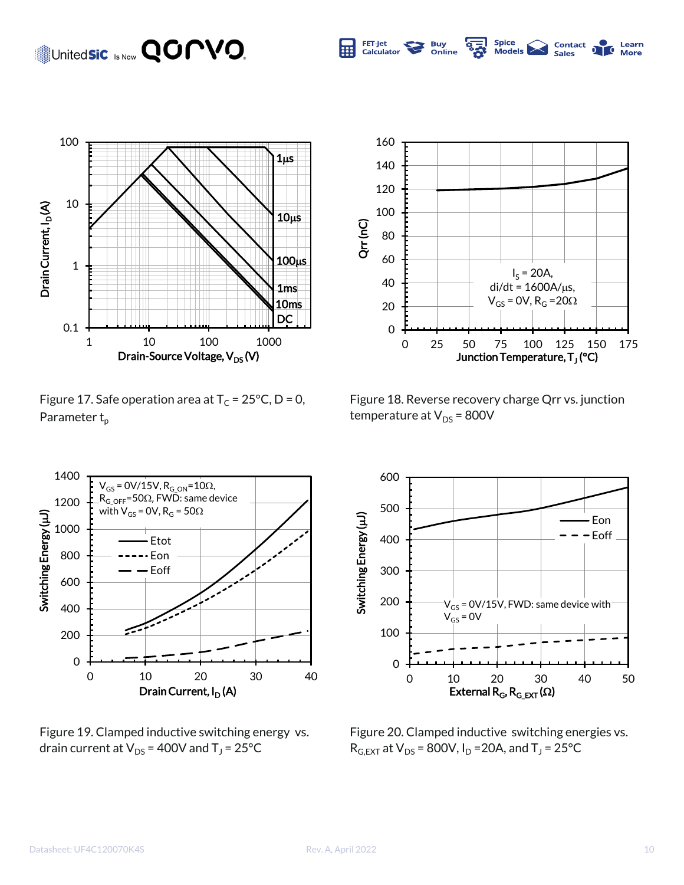Figure 17. Safe operation area at $T_C$ = 25°C, D = 0, Parameter $t_p$

Figure 18. Reverse recovery charge Qrr vs. junction temperature at $V_{DS}$ = 800V

Figure 19. Clamped inductive switching energy vs. drain current at $V_{DS}$ = 400V and $T_J$ = 25°C

Figure 20. Clamped inductive switching energies vs. $R_{G,EXT}$ at $V_{DS}$ = 800V, $I_D$ =20A, and $T_J$ = 25°C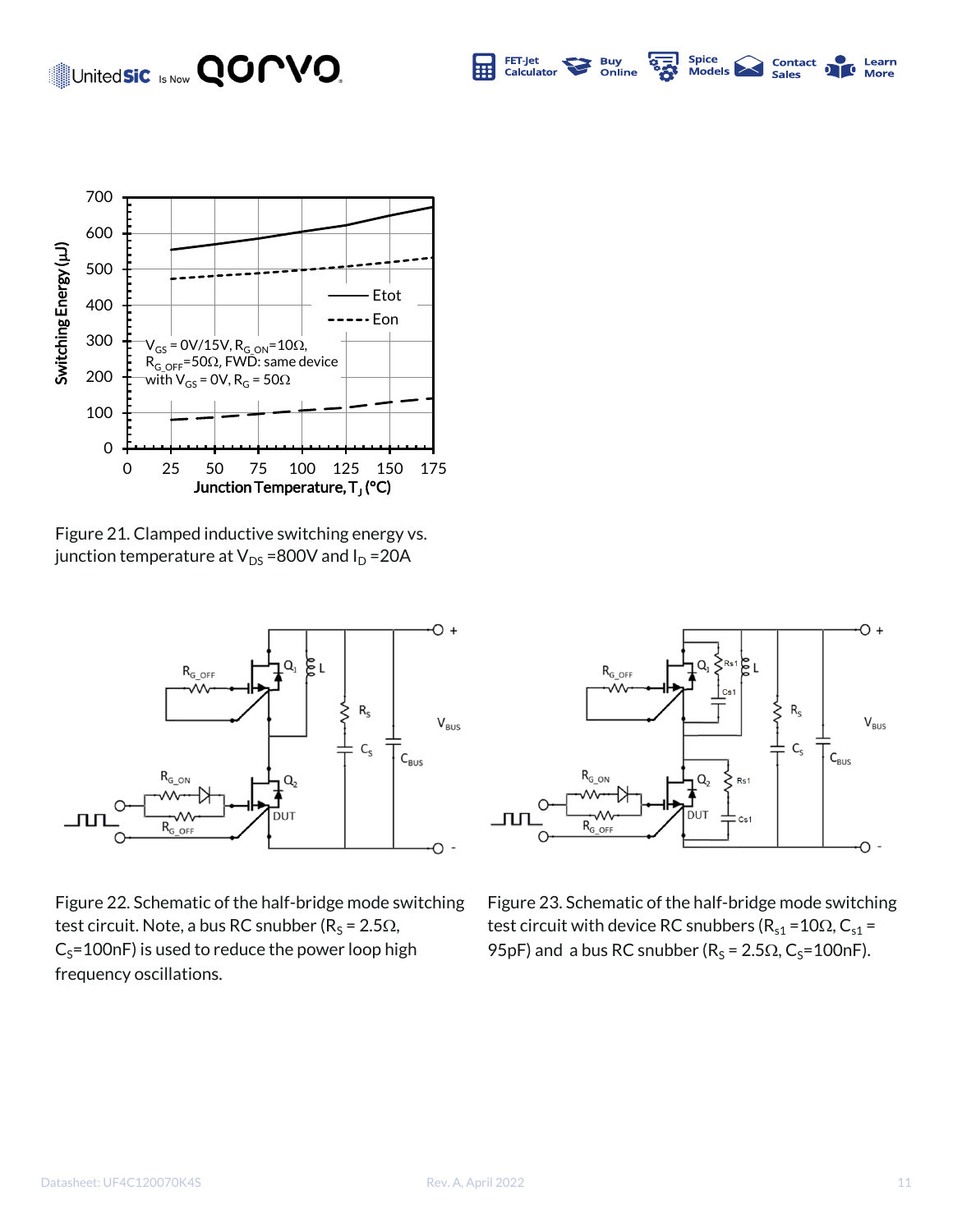Figure 21. Clamped inductive switching energy vs. junction temperature at $V_{DS}$ =800V and $I_D$ =20A

Figure 22. Schematic of the half-bridge mode switching test circuit. Note, a bus RC snubber ($R_S$ = 2.5Ω, $C_S$=100nF) is used to reduce the power loop high frequency oscillations.

Figure 23. Schematic of the half-bridge mode switching test circuit with device RC snubbers ($R_{s1}$ =10Ω, $C_{s1}$ = 95pF) and a bus RC snubber ($R_S$ = 2.5Ω, $C_S$=100nF).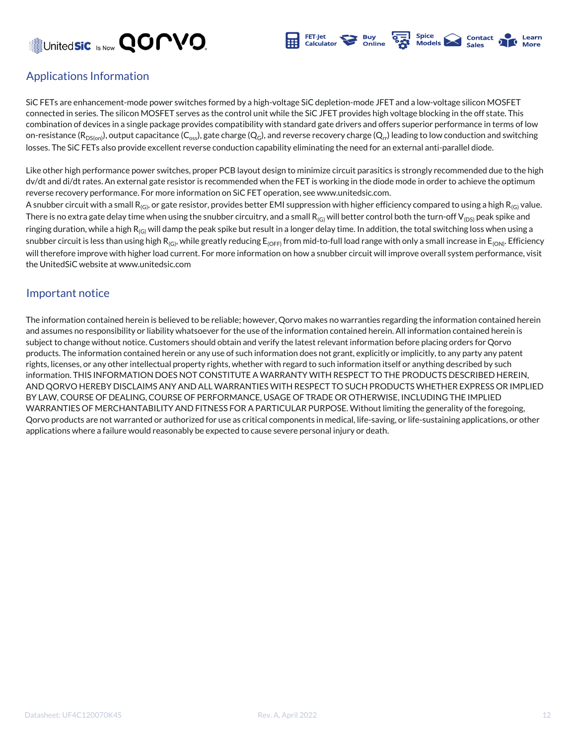## Applications Information

SiC FETs are enhancement-mode power switches formed by a high-voltage SiC depletion-mode JFET and a low-voltage silicon MOSFET connected in series. The silicon MOSFET serves as the control unit while the SiC JFET provides high voltage blocking in the off state. This combination of devices in a single package provides compatibility with standard gate drivers and offers superior performance in terms of low on-resistance ($R_{DS(on)}$), output capacitance ($C_{oss}$), gate charge ($Q_G$), and reverse recovery charge ($Q_{rr}$) leading to low conduction and switching losses. The SiC FETs also provide excellent reverse conduction capability eliminating the need for an external anti-parallel diode.

Like other high performance power switches, proper PCB layout design to minimize circuit parasitics is strongly recommended due to the high dv/dt and di/dt rates. An external gate resistor is recommended when the FET is working in the diode mode in order to achieve the optimum reverse recovery performance. For more information on SiC FET operation, see www.unitedsic.com.

A snubber circuit with a small $R_{(G)}$, or gate resistor, provides better EMI suppression with higher efficiency compared to using a high $R_{(G)}$ value. There is no extra gate delay time when using the snubber circuitry, and a small $R_{(G)}$ will better control both the turn-off $V_{(DS)}$ peak spike and ringing duration, while a high $R_{(G)}$ will damp the peak spike but result in a longer delay time. In addition, the total switching loss when using a snubber circuit is less than using high $R_{(G)}$, while greatly reducing $E_{(OFF)}$ from mid-to-full load range with only a small increase in $E_{(ON)}$. Efficiency will therefore improve with higher load current. For more information on how a snubber circuit will improve overall system performance, visit the UnitedSiC website at www.unitedsic.com

## Important notice

The information contained herein is believed to be reliable; however, Qorvo makes no warranties regarding the information contained herein and assumes no responsibility or liability whatsoever for the use of the information contained herein. All information contained herein is subject to change without notice. Customers should obtain and verify the latest relevant information before placing orders for Qorvo products. The information contained herein or any use of such information does not grant, explicitly or implicitly, to any party any patent rights, licenses, or any other intellectual property rights, whether with regard to such information itself or anything described by such information. THIS INFORMATION DOES NOT CONSTITUTE A WARRANTY WITH RESPECT TO THE PRODUCTS DESCRIBED HEREIN, AND QORVO HEREBY DISCLAIMS ANY AND ALL WARRANTIES WITH RESPECT TO SUCH PRODUCTS WHETHER EXPRESS OR IMPLIED BY LAW, COURSE OF DEALING, COURSE OF PERFORMANCE, USAGE OF TRADE OR OTHERWISE, INCLUDING THE IMPLIED WARRANTIES OF MERCHANTABILITY AND FITNESS FOR A PARTICULAR PURPOSE. Without limiting the generality of the foregoing, Qorvo products are not warranted or authorized for use as critical components in medical, life-saving, or life-sustaining applications, or other applications where a failure would reasonably be expected to cause severe personal injury or death.